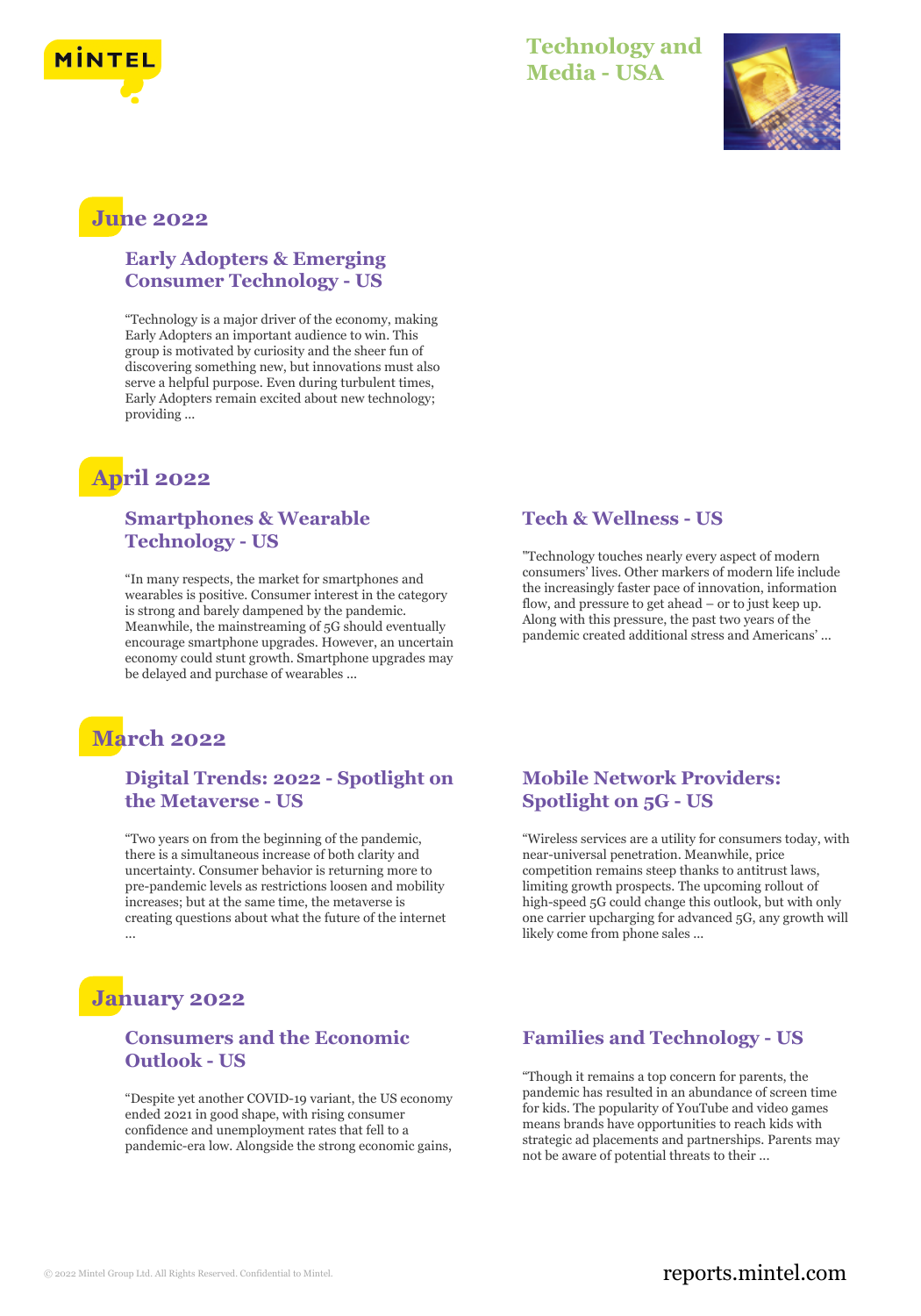# Technology and Media - USA

## June 2022

### Early Adopters & Emerging Consumer Technology - US

"Technology is a major driver of the economy, making Early Adopters an important audience to win. This group is motivated by curiosity and the sheer fun of discovering something new, but innovations must also serve a helpful purpose. Even during turbulent times, Early Adopters remain excited about new technology; providing ...

## April 2022

### Smartphones & Wearable Technology - US

"In many respects, the market for smartphones and wearables is positive. Consumer interest in the category is strong and barely dampened by the pandemic. Meanwhile, the mainstreaming of 5G should eventually encourage smartphone upgrades. However, an uncertain economy could stunt growth. Smartphone upgrades may be delayed and purchase of wearables ...

### Tech & Wellness - US

"Technology touches nearly every aspect of modern consumers' lives. Other markers of modern life include the increasingly faster pace of innovation, information flow, and pressure to get ahead – or to just keep up. Along with this pressure, the past two years of the pandemic created additional stress and Americans' ...

## March 2022

### Digital Trends: 2022 - Spotlight on the Metaverse - US

"Two years on from the beginning of the pandemic, there is a simultaneous increase of both clarity and uncertainty. Consumer behavior is returning more to pre-pandemic levels as restrictions loosen and mobility increases; but at the same time, the metaverse is creating questions about what the future of the internet ...

### Mobile Network Providers: Spotlight on 5G - US

"Wireless services are a utility for consumers today, with near-universal penetration. Meanwhile, price competition remains steep thanks to antitrust laws, limiting growth prospects. The upcoming rollout of high-speed 5G could change this outlook, but with only one carrier upcharging for advanced 5G, any growth will likely come from phone sales ...

## January 2022

### Consumers and the Economic Outlook - US

"Despite yet another COVID-19 variant, the US economy ended 2021 in good shape, with rising consumer confidence and unemployment rates that fell to a pandemic-era low. Alongside the strong economic gains,

### Families and Technology - US

"Though it remains a top concern for parents, the pandemic has resulted in an abundance of screen time for kids. The popularity of YouTube and video games means brands have opportunities to reach kids with strategic ad placements and partnerships. Parents may not be aware of potential threats to their ...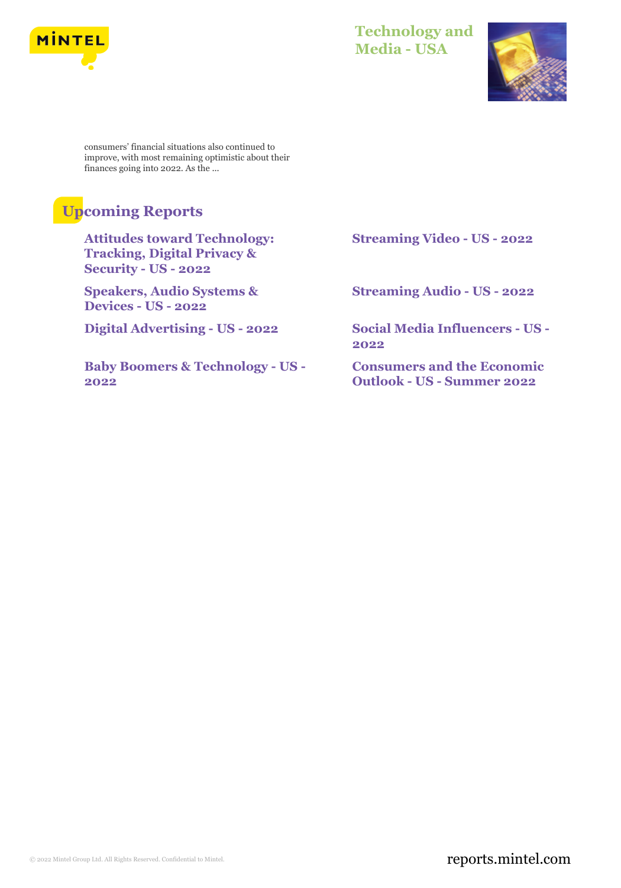consumers' financial situations also continued to improve, with most remaining optimistic about their finances going into 2022. As the ...

## Upcoming Reports

**Attitudes toward Technology: Tracking, Digital Privacy & Security - US - 2022**

**Streaming Video - US - 2022**

**Speakers, Audio Systems & Devices - US - 2022**

**Streaming Audio - US - 2022**

**Digital Advertising - US - 2022**

**Social Media Influencers - US - 2022**

**Baby Boomers & Technology - US - 2022**

**Consumers and the Economic Outlook - US - Summer 2022**